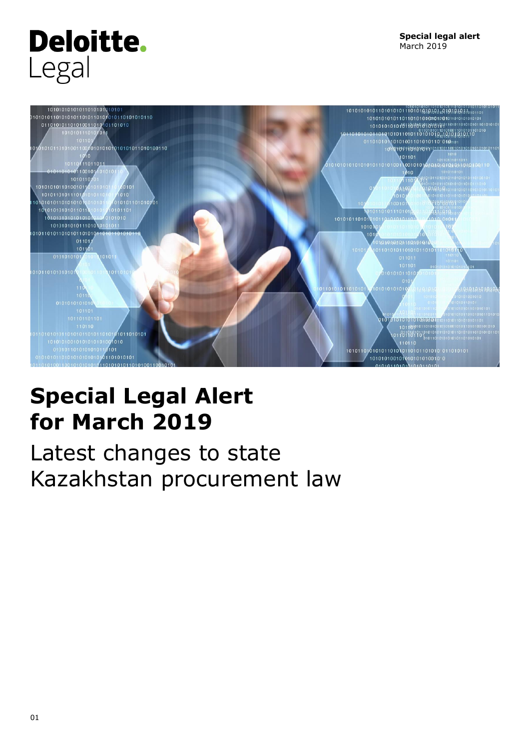Deloitte.
Legal

**Special legal alert**
March 2019

# Special Legal Alert for March 2019

## Latest changes to state Kazakhstan procurement law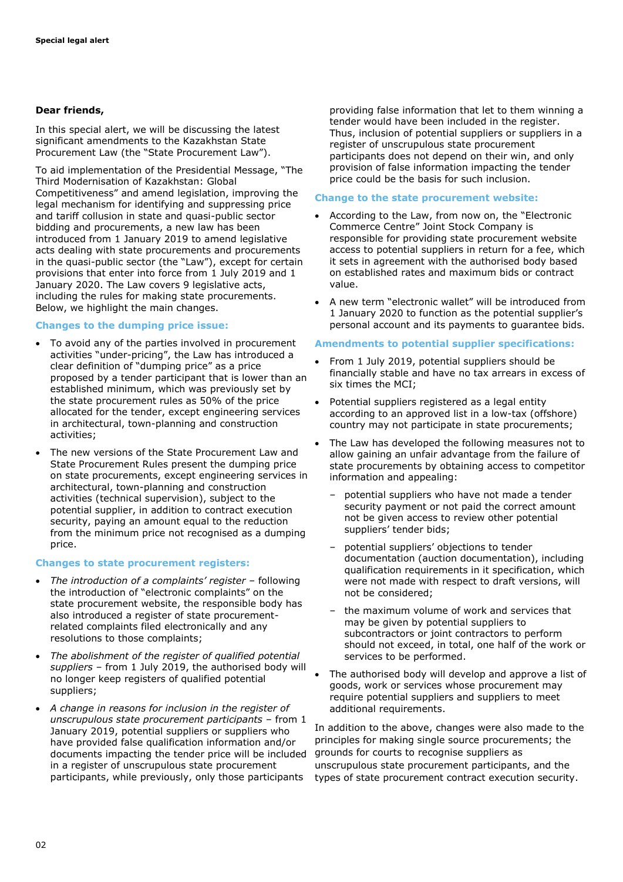**Dear friends,**

In this special alert, we will be discussing the latest significant amendments to the Kazakhstan State Procurement Law (the "State Procurement Law").

To aid implementation of the Presidential Message, "The Third Modernisation of Kazakhstan: Global Competitiveness" and amend legislation, improving the legal mechanism for identifying and suppressing price and tariff collusion in state and quasi-public sector bidding and procurements, a new law has been introduced from 1 January 2019 to amend legislative acts dealing with state procurements and procurements in the quasi-public sector (the "Law"), except for certain provisions that enter into force from 1 July 2019 and 1 January 2020. The Law covers 9 legislative acts, including the rules for making state procurements. Below, we highlight the main changes.

### Changes to the dumping price issue:

- To avoid any of the parties involved in procurement activities "under-pricing", the Law has introduced a clear definition of "dumping price" as a price proposed by a tender participant that is lower than an established minimum, which was previously set by the state procurement rules as 50% of the price allocated for the tender, except engineering services in architectural, town-planning and construction activities;
- The new versions of the State Procurement Law and State Procurement Rules present the dumping price on state procurements, except engineering services in architectural, town-planning and construction activities (technical supervision), subject to the potential supplier, in addition to contract execution security, paying an amount equal to the reduction from the minimum price not recognised as a dumping price.

### Changes to state procurement registers:

- *The introduction of a complaints' register* – following the introduction of "electronic complaints" on the state procurement website, the responsible body has also introduced a register of state procurement-related complaints filed electronically and any resolutions to those complaints;
- *The abolishment of the register of qualified potential suppliers* – from 1 July 2019, the authorised body will no longer keep registers of qualified potential suppliers;
- *A change in reasons for inclusion in the register of unscrupulous state procurement participants* – from 1 January 2019, potential suppliers or suppliers who have provided false qualification information and/or documents impacting the tender price will be included in a register of unscrupulous state procurement participants, while previously, only those participants providing false information that let to them winning a tender would have been included in the register. Thus, inclusion of potential suppliers or suppliers in a register of unscrupulous state procurement participants does not depend on their win, and only provision of false information impacting the tender price could be the basis for such inclusion.

### Change to the state procurement website:

- According to the Law, from now on, the "Electronic Commerce Centre" Joint Stock Company is responsible for providing state procurement website access to potential suppliers in return for a fee, which it sets in agreement with the authorised body based on established rates and maximum bids or contract value.
- A new term "electronic wallet" will be introduced from 1 January 2020 to function as the potential supplier's personal account and its payments to guarantee bids.

### Amendments to potential supplier specifications:

- From 1 July 2019, potential suppliers should be financially stable and have no tax arrears in excess of six times the MCI;
- Potential suppliers registered as a legal entity according to an approved list in a low-tax (offshore) country may not participate in state procurements;
- The Law has developed the following measures not to allow gaining an unfair advantage from the failure of state procurements by obtaining access to competitor information and appealing:
  - potential suppliers who have not made a tender security payment or not paid the correct amount not be given access to review other potential suppliers' tender bids;
  - potential suppliers' objections to tender documentation (auction documentation), including qualification requirements in it specification, which were not made with respect to draft versions, will not be considered;
  - the maximum volume of work and services that may be given by potential suppliers to subcontractors or joint contractors to perform should not exceed, in total, one half of the work or services to be performed.
- The authorised body will develop and approve a list of goods, work or services whose procurement may require potential suppliers and suppliers to meet additional requirements.

In addition to the above, changes were also made to the principles for making single source procurements; the grounds for courts to recognise suppliers as unscrupulous state procurement participants, and the types of state procurement contract execution security.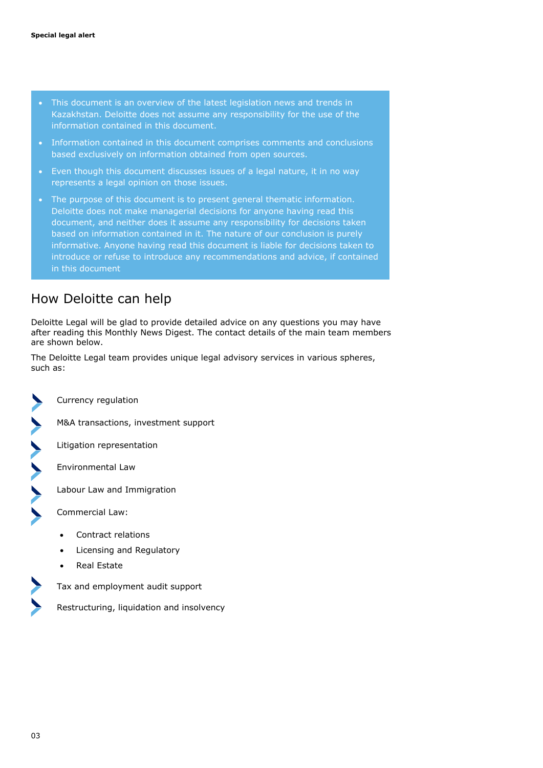- This document is an overview of the latest legislation news and trends in Kazakhstan. Deloitte does not assume any responsibility for the use of the information contained in this document.
- Information contained in this document comprises comments and conclusions based exclusively on information obtained from open sources.
- Even though this document discusses issues of a legal nature, it in no way represents a legal opinion on those issues.
- The purpose of this document is to present general thematic information. Deloitte does not make managerial decisions for anyone having read this document, and neither does it assume any responsibility for decisions taken based on information contained in it. The nature of our conclusion is purely informative. Anyone having read this document is liable for decisions taken to introduce or refuse to introduce any recommendations and advice, if contained in this document

## How Deloitte can help

Deloitte Legal will be glad to provide detailed advice on any questions you may have after reading this Monthly News Digest. The contact details of the main team members are shown below.

The Deloitte Legal team provides unique legal advisory services in various spheres, such as:

- Currency regulation
- M&A transactions, investment support
- Litigation representation
- Environmental Law
- Labour Law and Immigration
- Commercial Law:
  - Contract relations
  - Licensing and Regulatory
  - Real Estate
- Tax and employment audit support
- Restructuring, liquidation and insolvency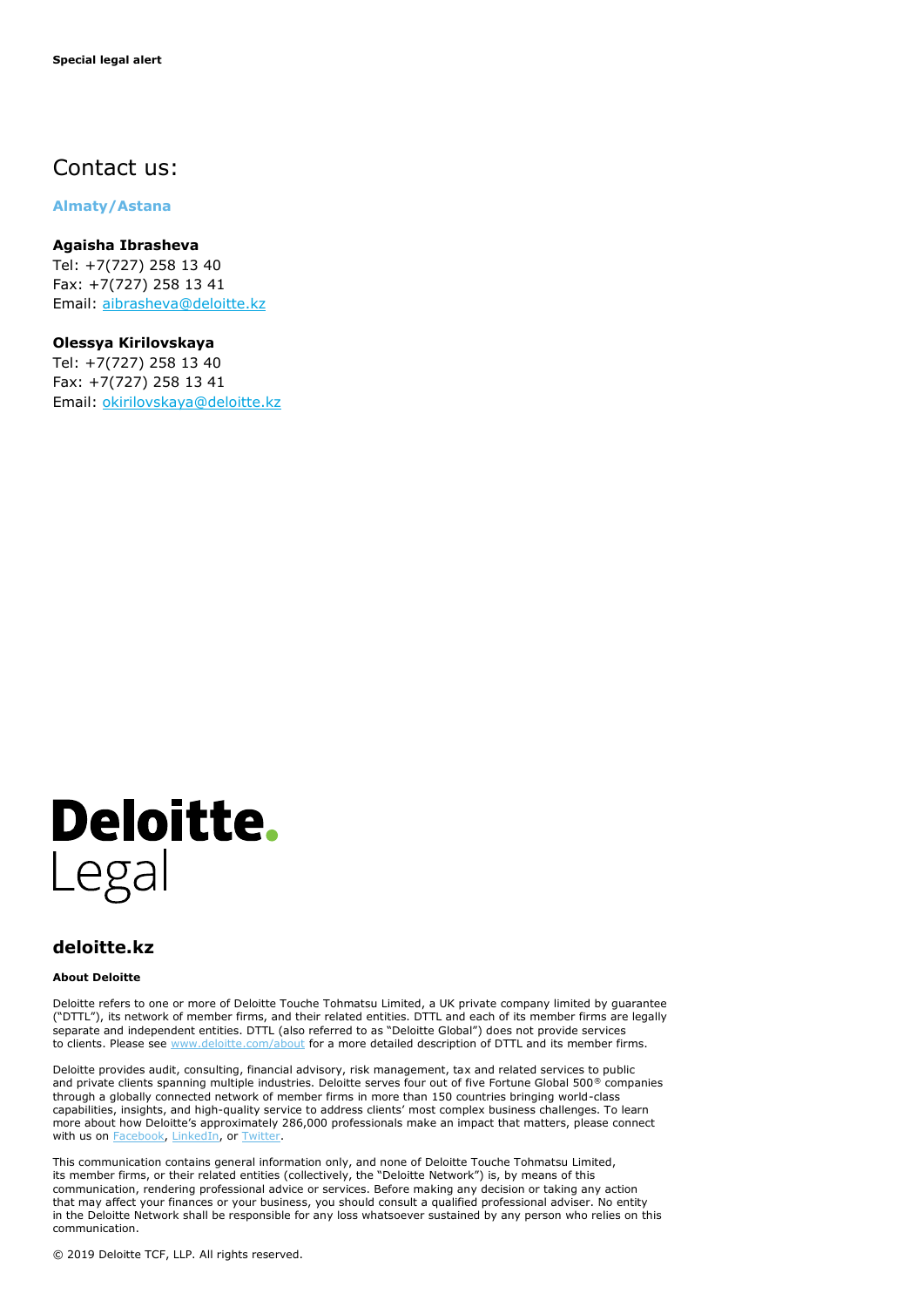# Contact us:

**Almaty/Astana**

**Agaisha Ibrasheva**
Tel: +7(727) 258 13 40
Fax: +7(727) 258 13 41
Email: aibrasheva@deloitte.kz

**Olessya Kirilovskaya**
Tel: +7(727) 258 13 40
Fax: +7(727) 258 13 41
Email: okirilovskaya@deloitte.kz

Deloitte.
Legal

## deloitte.kz

**About Deloitte**

Deloitte refers to one or more of Deloitte Touche Tohmatsu Limited, a UK private company limited by guarantee ("DTTL"), its network of member firms, and their related entities. DTTL and each of its member firms are legally separate and independent entities. DTTL (also referred to as "Deloitte Global") does not provide services to clients. Please see www.deloitte.com/about for a more detailed description of DTTL and its member firms.

Deloitte provides audit, consulting, financial advisory, risk management, tax and related services to public and private clients spanning multiple industries. Deloitte serves four out of five Fortune Global 500® companies through a globally connected network of member firms in more than 150 countries bringing world-class capabilities, insights, and high-quality service to address clients' most complex business challenges. To learn more about how Deloitte's approximately 286,000 professionals make an impact that matters, please connect with us on Facebook, LinkedIn, or Twitter.

This communication contains general information only, and none of Deloitte Touche Tohmatsu Limited, its member firms, or their related entities (collectively, the "Deloitte Network") is, by means of this communication, rendering professional advice or services. Before making any decision or taking any action that may affect your finances or your business, you should consult a qualified professional adviser. No entity in the Deloitte Network shall be responsible for any loss whatsoever sustained by any person who relies on this communication.

© 2019 Deloitte TCF, LLP. All rights reserved.